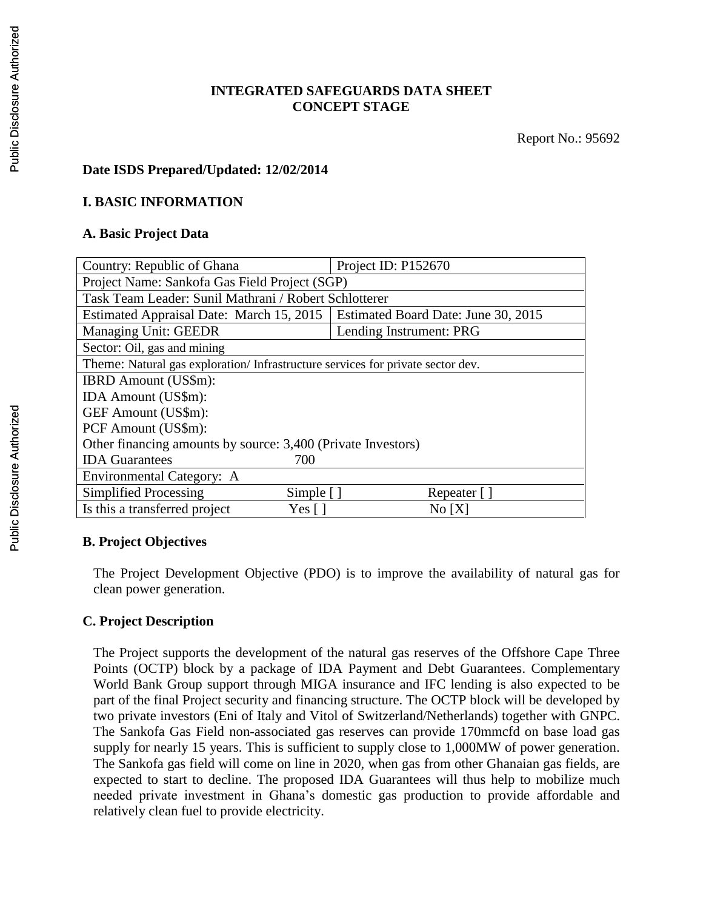# INTEGRATED SAFEGUARDS DATA SHEET
# CONCEPT STAGE

Report No.: 95692

**Date ISDS Prepared/Updated: 12/02/2014**

## I. BASIC INFORMATION

### A. Basic Project Data

| Country: Republic of Ghana | Project ID: P152670 | |
|---|---|---|
| Project Name: Sankofa Gas Field Project (SGP) | | |
| Task Team Leader: Sunil Mathrani / Robert Schlotterer | | |
| Estimated Appraisal Date: March 15, 2015 | Estimated Board Date: June 30, 2015 | |
| Managing Unit: GEEDR | Lending Instrument: PRG | |
| Sector: Oil, gas and mining | | |
| Theme: Natural gas exploration/ Infrastructure services for private sector dev. | | |
| IBRD Amount (US$m):<br>IDA Amount (US$m):<br>GEF Amount (US$m):<br>PCF Amount (US$m):<br>Other financing amounts by source: 3,400 (Private Investors)<br>IDA Guarantees 700 | | |
| Environmental Category: A | | |
| Simplified Processing | Simple [ ] | Repeater [ ] |
| Is this a transferred project | Yes [ ] | No [X] |

### B. Project Objectives

The Project Development Objective (PDO) is to improve the availability of natural gas for clean power generation.

### C. Project Description

The Project supports the development of the natural gas reserves of the Offshore Cape Three Points (OCTP) block by a package of IDA Payment and Debt Guarantees. Complementary World Bank Group support through MIGA insurance and IFC lending is also expected to be part of the final Project security and financing structure. The OCTP block will be developed by two private investors (Eni of Italy and Vitol of Switzerland/Netherlands) together with GNPC. The Sankofa Gas Field non-associated gas reserves can provide 170mmcfd on base load gas supply for nearly 15 years. This is sufficient to supply close to 1,000MW of power generation. The Sankofa gas field will come on line in 2020, when gas from other Ghanaian gas fields, are expected to start to decline. The proposed IDA Guarantees will thus help to mobilize much needed private investment in Ghana's domestic gas production to provide affordable and relatively clean fuel to provide electricity.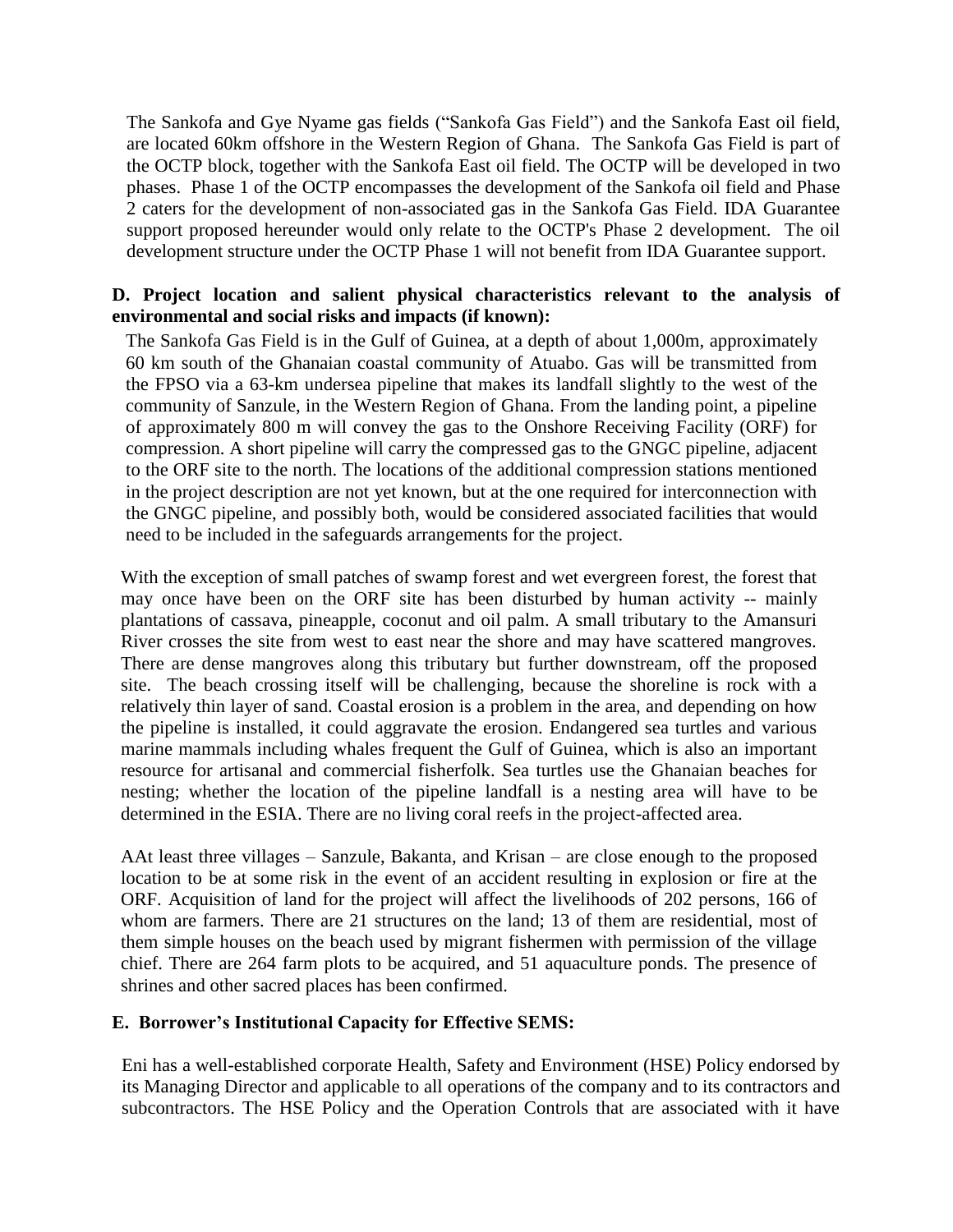The Sankofa and Gye Nyame gas fields ("Sankofa Gas Field") and the Sankofa East oil field, are located 60km offshore in the Western Region of Ghana. The Sankofa Gas Field is part of the OCTP block, together with the Sankofa East oil field. The OCTP will be developed in two phases. Phase 1 of the OCTP encompasses the development of the Sankofa oil field and Phase 2 caters for the development of non-associated gas in the Sankofa Gas Field. IDA Guarantee support proposed hereunder would only relate to the OCTP's Phase 2 development. The oil development structure under the OCTP Phase 1 will not benefit from IDA Guarantee support.

**D. Project location and salient physical characteristics relevant to the analysis of environmental and social risks and impacts (if known):**

The Sankofa Gas Field is in the Gulf of Guinea, at a depth of about 1,000m, approximately 60 km south of the Ghanaian coastal community of Atuabo. Gas will be transmitted from the FPSO via a 63-km undersea pipeline that makes its landfall slightly to the west of the community of Sanzule, in the Western Region of Ghana. From the landing point, a pipeline of approximately 800 m will convey the gas to the Onshore Receiving Facility (ORF) for compression. A short pipeline will carry the compressed gas to the GNGC pipeline, adjacent to the ORF site to the north. The locations of the additional compression stations mentioned in the project description are not yet known, but at the one required for interconnection with the GNGC pipeline, and possibly both, would be considered associated facilities that would need to be included in the safeguards arrangements for the project.

With the exception of small patches of swamp forest and wet evergreen forest, the forest that may once have been on the ORF site has been disturbed by human activity -- mainly plantations of cassava, pineapple, coconut and oil palm. A small tributary to the Amansuri River crosses the site from west to east near the shore and may have scattered mangroves. There are dense mangroves along this tributary but further downstream, off the proposed site. The beach crossing itself will be challenging, because the shoreline is rock with a relatively thin layer of sand. Coastal erosion is a problem in the area, and depending on how the pipeline is installed, it could aggravate the erosion. Endangered sea turtles and various marine mammals including whales frequent the Gulf of Guinea, which is also an important resource for artisanal and commercial fisherfolk. Sea turtles use the Ghanaian beaches for nesting; whether the location of the pipeline landfall is a nesting area will have to be determined in the ESIA. There are no living coral reefs in the project-affected area.

AAt least three villages – Sanzule, Bakanta, and Krisan – are close enough to the proposed location to be at some risk in the event of an accident resulting in explosion or fire at the ORF. Acquisition of land for the project will affect the livelihoods of 202 persons, 166 of whom are farmers. There are 21 structures on the land; 13 of them are residential, most of them simple houses on the beach used by migrant fishermen with permission of the village chief. There are 264 farm plots to be acquired, and 51 aquaculture ponds. The presence of shrines and other sacred places has been confirmed.

**E. Borrower's Institutional Capacity for Effective SEMS:**

Eni has a well-established corporate Health, Safety and Environment (HSE) Policy endorsed by its Managing Director and applicable to all operations of the company and to its contractors and subcontractors. The HSE Policy and the Operation Controls that are associated with it have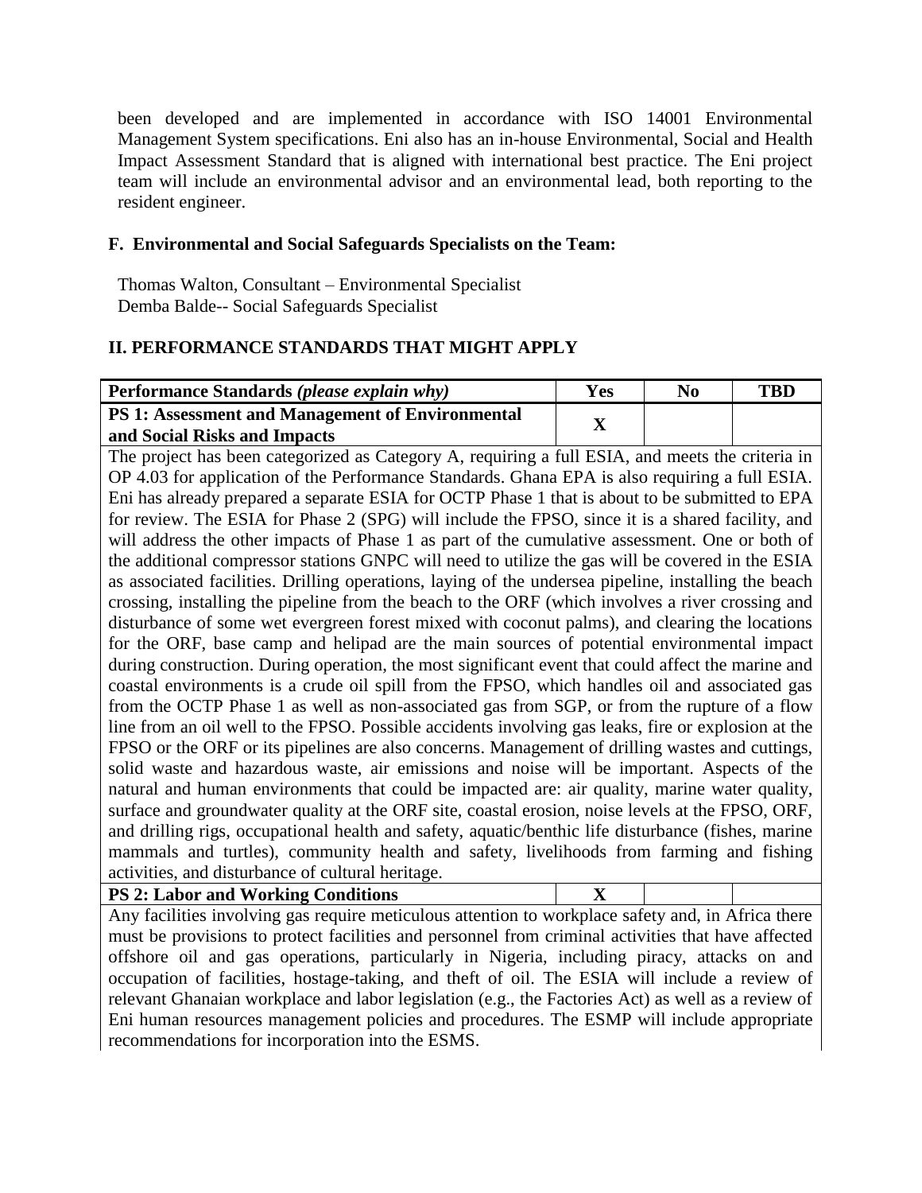been developed and are implemented in accordance with ISO 14001 Environmental Management System specifications. Eni also has an in-house Environmental, Social and Health Impact Assessment Standard that is aligned with international best practice. The Eni project team will include an environmental advisor and an environmental lead, both reporting to the resident engineer.

### F. Environmental and Social Safeguards Specialists on the Team:

Thomas Walton, Consultant – Environmental Specialist
Demba Balde-- Social Safeguards Specialist

## II. PERFORMANCE STANDARDS THAT MIGHT APPLY

| **Performance Standards** ***(please explain why)*** | **Yes** | **No** | **TBD** |
|---|---|---|---|
| **PS 1: Assessment and Management of Environmental and Social Risks and Impacts** | **X** | | |
| The project has been categorized as Category A, requiring a full ESIA, and meets the criteria in OP 4.03 for application of the Performance Standards. Ghana EPA is also requiring a full ESIA. Eni has already prepared a separate ESIA for OCTP Phase 1 that is about to be submitted to EPA for review. The ESIA for Phase 2 (SPG) will include the FPSO, since it is a shared facility, and will address the other impacts of Phase 1 as part of the cumulative assessment. One or both of the additional compressor stations GNPC will need to utilize the gas will be covered in the ESIA as associated facilities. Drilling operations, laying of the undersea pipeline, installing the beach crossing, installing the pipeline from the beach to the ORF (which involves a river crossing and disturbance of some wet evergreen forest mixed with coconut palms), and clearing the locations for the ORF, base camp and helipad are the main sources of potential environmental impact during construction. During operation, the most significant event that could affect the marine and coastal environments is a crude oil spill from the FPSO, which handles oil and associated gas from the OCTP Phase 1 as well as non-associated gas from SGP, or from the rupture of a flow line from an oil well to the FPSO. Possible accidents involving gas leaks, fire or explosion at the FPSO or the ORF or its pipelines are also concerns. Management of drilling wastes and cuttings, solid waste and hazardous waste, air emissions and noise will be important. Aspects of the natural and human environments that could be impacted are: air quality, marine water quality, surface and groundwater quality at the ORF site, coastal erosion, noise levels at the FPSO, ORF, and drilling rigs, occupational health and safety, aquatic/benthic life disturbance (fishes, marine mammals and turtles), community health and safety, livelihoods from farming and fishing activities, and disturbance of cultural heritage. | | | |
| **PS 2: Labor and Working Conditions** | **X** | | |
| Any facilities involving gas require meticulous attention to workplace safety and, in Africa there must be provisions to protect facilities and personnel from criminal activities that have affected offshore oil and gas operations, particularly in Nigeria, including piracy, attacks on and occupation of facilities, hostage-taking, and theft of oil. The ESIA will include a review of relevant Ghanaian workplace and labor legislation (e.g., the Factories Act) as well as a review of Eni human resources management policies and procedures. The ESMP will include appropriate recommendations for incorporation into the ESMS. | | | |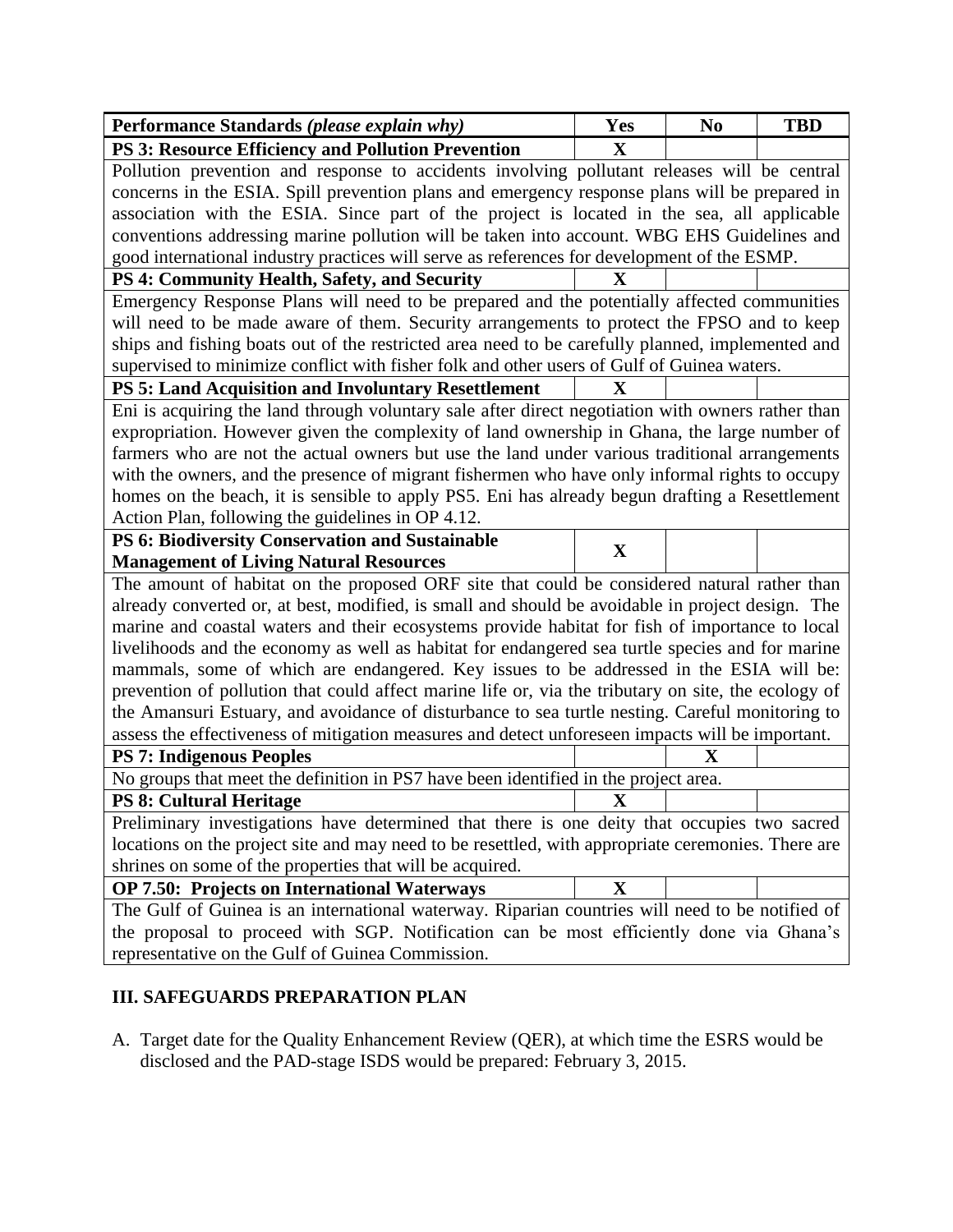| Performance Standards *(please explain why)* | Yes | No | TBD |
|---|---|---|---|
| **PS 3: Resource Efficiency and Pollution Prevention** | X | | |
| Pollution prevention and response to accidents involving pollutant releases will be central concerns in the ESIA. Spill prevention plans and emergency response plans will be prepared in association with the ESIA. Since part of the project is located in the sea, all applicable conventions addressing marine pollution will be taken into account. WBG EHS Guidelines and good international industry practices will serve as references for development of the ESMP. | | | |
| **PS 4: Community Health, Safety, and Security** | X | | |
| Emergency Response Plans will need to be prepared and the potentially affected communities will need to be made aware of them. Security arrangements to protect the FPSO and to keep ships and fishing boats out of the restricted area need to be carefully planned, implemented and supervised to minimize conflict with fisher folk and other users of Gulf of Guinea waters. | | | |
| **PS 5: Land Acquisition and Involuntary Resettlement** | X | | |
| Eni is acquiring the land through voluntary sale after direct negotiation with owners rather than expropriation. However given the complexity of land ownership in Ghana, the large number of farmers who are not the actual owners but use the land under various traditional arrangements with the owners, and the presence of migrant fishermen who have only informal rights to occupy homes on the beach, it is sensible to apply PS5. Eni has already begun drafting a Resettlement Action Plan, following the guidelines in OP 4.12. | | | |
| **PS 6: Biodiversity Conservation and Sustainable Management of Living Natural Resources** | X | | |
| The amount of habitat on the proposed ORF site that could be considered natural rather than already converted or, at best, modified, is small and should be avoidable in project design. The marine and coastal waters and their ecosystems provide habitat for fish of importance to local livelihoods and the economy as well as habitat for endangered sea turtle species and for marine mammals, some of which are endangered. Key issues to be addressed in the ESIA will be: prevention of pollution that could affect marine life or, via the tributary on site, the ecology of the Amansuri Estuary, and avoidance of disturbance to sea turtle nesting. Careful monitoring to assess the effectiveness of mitigation measures and detect unforeseen impacts will be important. | | | |
| **PS 7: Indigenous Peoples** | | X | |
| No groups that meet the definition in PS7 have been identified in the project area. | | | |
| **PS 8: Cultural Heritage** | X | | |
| Preliminary investigations have determined that there is one deity that occupies two sacred locations on the project site and may need to be resettled, with appropriate ceremonies. There are shrines on some of the properties that will be acquired. | | | |
| **OP 7.50: Projects on International Waterways** | X | | |
| The Gulf of Guinea is an international waterway. Riparian countries will need to be notified of the proposal to proceed with SGP. Notification can be most efficiently done via Ghana's representative on the Gulf of Guinea Commission. | | | |

## III. SAFEGUARDS PREPARATION PLAN

A. Target date for the Quality Enhancement Review (QER), at which time the ESRS would be disclosed and the PAD-stage ISDS would be prepared: February 3, 2015.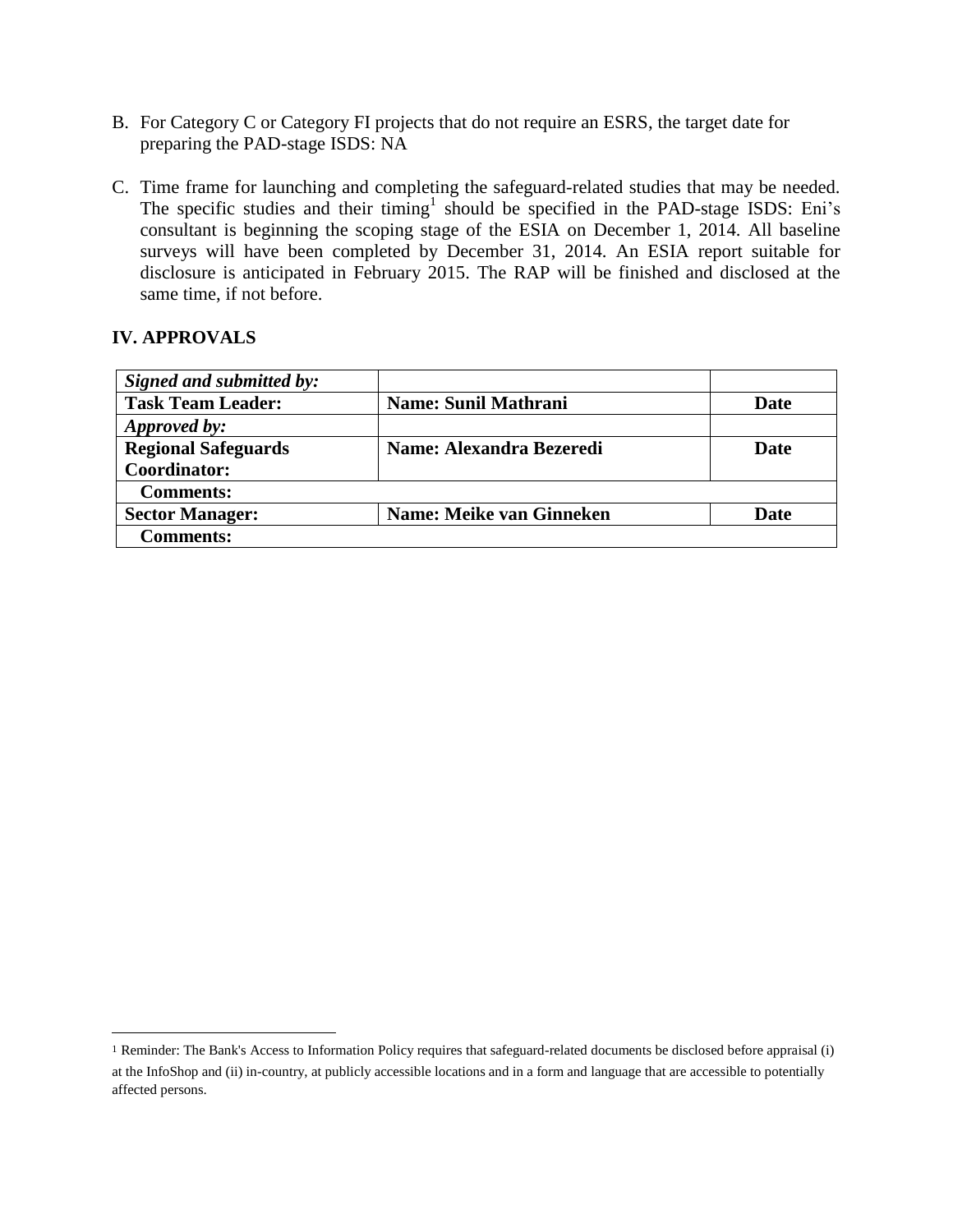B. For Category C or Category FI projects that do not require an ESRS, the target date for preparing the PAD-stage ISDS: NA

C. Time frame for launching and completing the safeguard-related studies that may be needed. The specific studies and their timing[1] should be specified in the PAD-stage ISDS: Eni's consultant is beginning the scoping stage of the ESIA on December 1, 2014. All baseline surveys will have been completed by December 31, 2014. An ESIA report suitable for disclosure is anticipated in February 2015. The RAP will be finished and disclosed at the same time, if not before.

## IV. APPROVALS

| | | |
|---|---|---|
| ***Signed and submitted by:*** | | |
| **Task Team Leader:** | **Name: Sunil Mathrani** | **Date** |
| ***Approved by:*** | | |
| **Regional Safeguards Coordinator:** | **Name: Alexandra Bezeredi** | **Date** |
| **Comments:** | | |
| **Sector Manager:** | **Name: Meike van Ginneken** | **Date** |
| **Comments:** | | |

[1] Reminder: The Bank's Access to Information Policy requires that safeguard-related documents be disclosed before appraisal (i) at the InfoShop and (ii) in-country, at publicly accessible locations and in a form and language that are accessible to potentially affected persons.